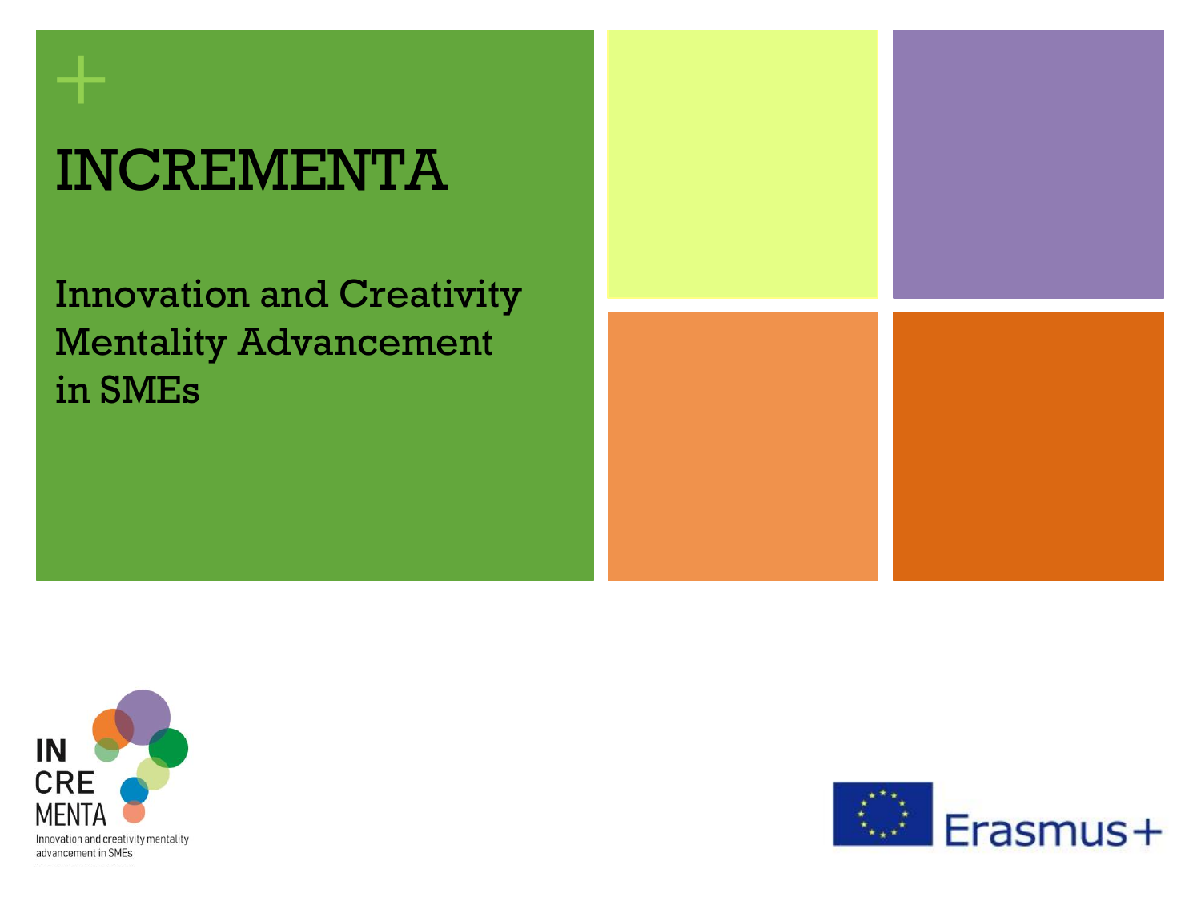# INCREMENTA

## Innovation and Creativity Mentality Advancement in SMEs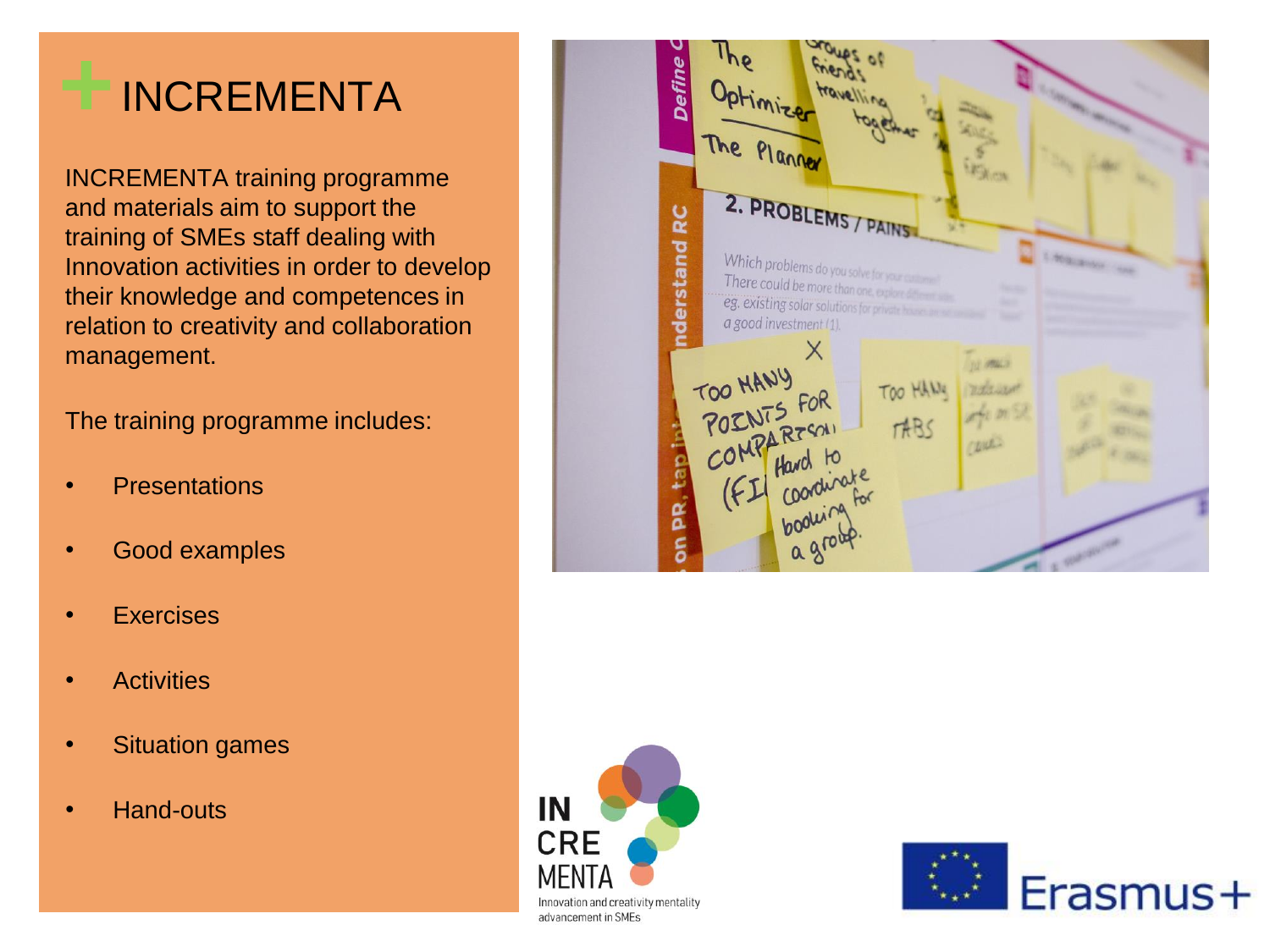# INCREMENTA

INCREMENTA training programme and materials aim to support the training of SMEs staff dealing with Innovation activities in order to develop their knowledge and competences in relation to creativity and collaboration management.

The training programme includes:

- Presentations
- Good examples
- Exercises
- Activities
- Situation games
- Hand-outs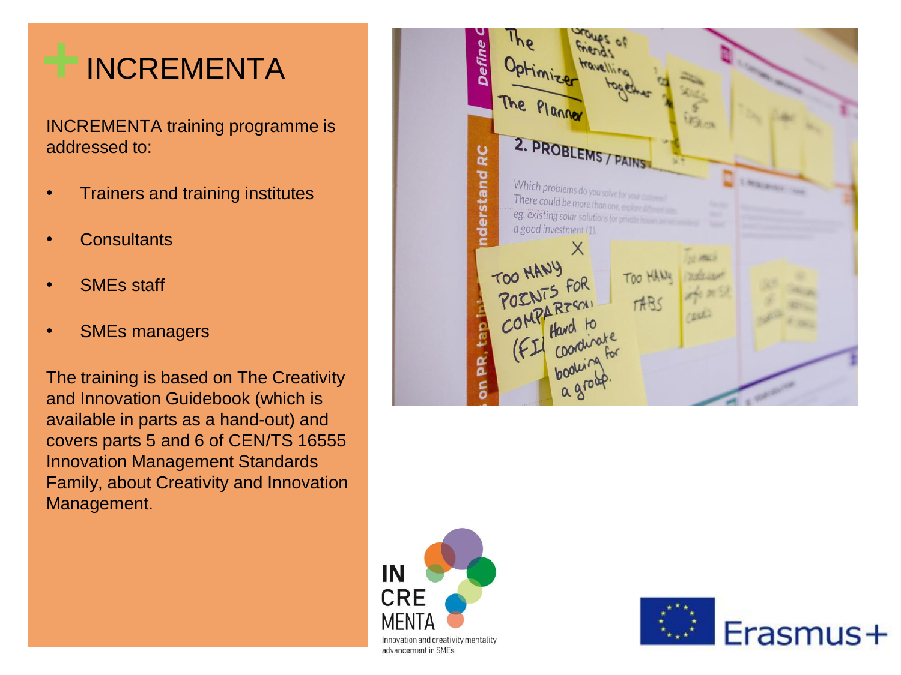# INCREMENTA

INCREMENTA training programme is addressed to:

- Trainers and training institutes
- Consultants
- SMEs staff
- SMEs managers

The training is based on The Creativity and Innovation Guidebook (which is available in parts as a hand-out) and covers parts 5 and 6 of CEN/TS 16555 Innovation Management Standards Family, about Creativity and Innovation Management.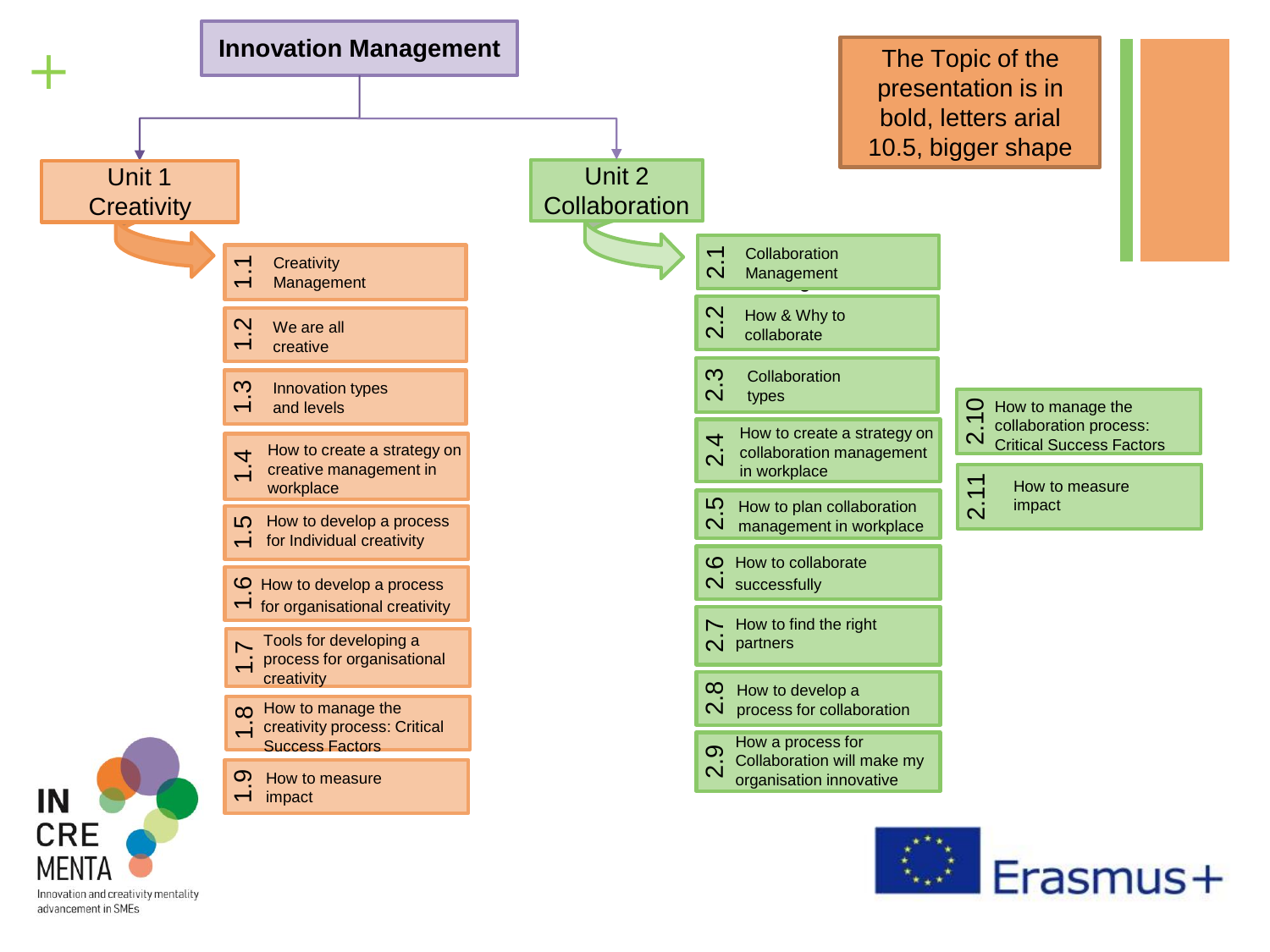# Innovation Management

The Topic of the presentation is in bold, letters arial 10.5, bigger shape

## Unit 1 Creativity

- 1.1 Creativity Management
- 1.2 We are all creative
- 1.3 Innovation types and levels
- 1.4 How to create a strategy on creative management in workplace
- 1.5 How to develop a process for Individual creativity
- 1.6 How to develop a process for organisational creativity
- 1.7 Tools for developing a process for organisational creativity
- 1.8 How to manage the creativity process: Critical Success Factors
- 1.9 How to measure impact

## Unit 2 Collaboration

- 2.1 Collaboration Management
- 2.2 How & Why to collaborate
- 2.3 Collaboration types
- 2.4 How to create a strategy on collaboration management in workplace
- 2.5 How to plan collaboration management in workplace
- 2.6 How to collaborate successfully
- 2.7 How to find the right partners
- 2.8 How to develop a process for collaboration
- 2.9 How a process for Collaboration will make my organisation innovative
- 2.10 How to manage the collaboration process: Critical Success Factors
- 2.11 How to measure impact

INCREMENTA – Innovation and creativity mentality advancement in SMEs

Erasmus+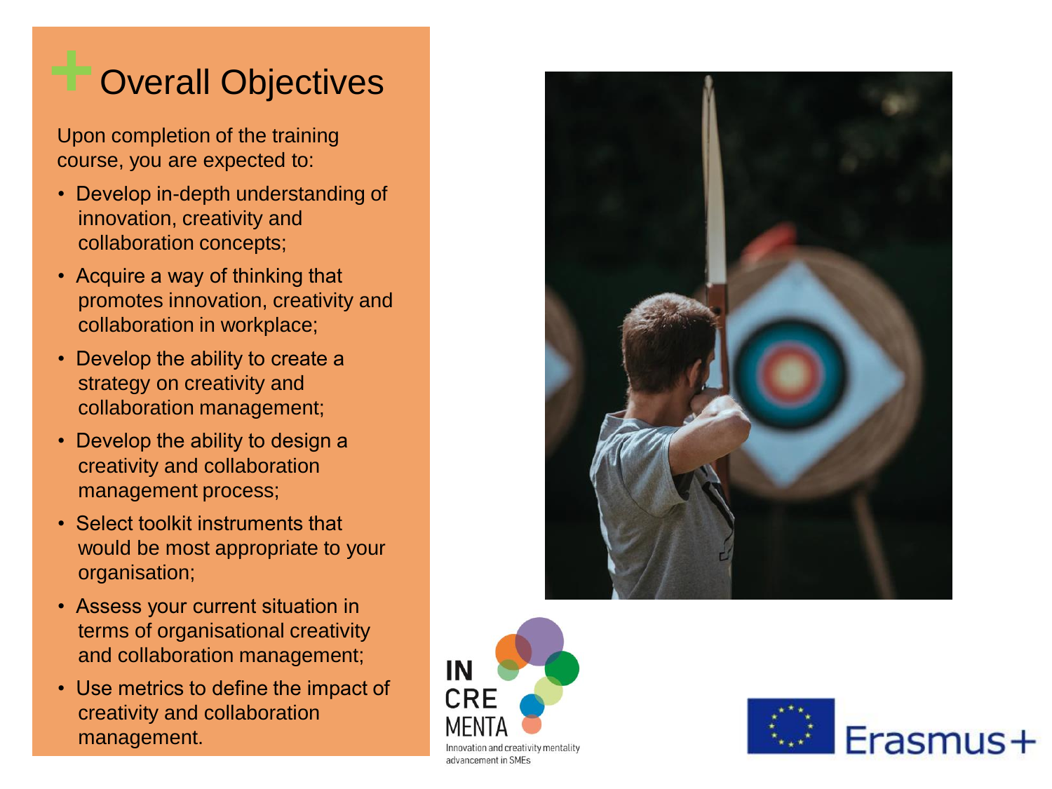# Overall Objectives

Upon completion of the training course, you are expected to:

- Develop in-depth understanding of innovation, creativity and collaboration concepts;
- Acquire a way of thinking that promotes innovation, creativity and collaboration in workplace;
- Develop the ability to create a strategy on creativity and collaboration management;
- Develop the ability to design a creativity and collaboration management process;
- Select toolkit instruments that would be most appropriate to your organisation;
- Assess your current situation in terms of organisational creativity and collaboration management;
- Use metrics to define the impact of creativity and collaboration management.

IN CRE MENTA
Innovation and creativity mentality advancement in SMEs

Erasmus+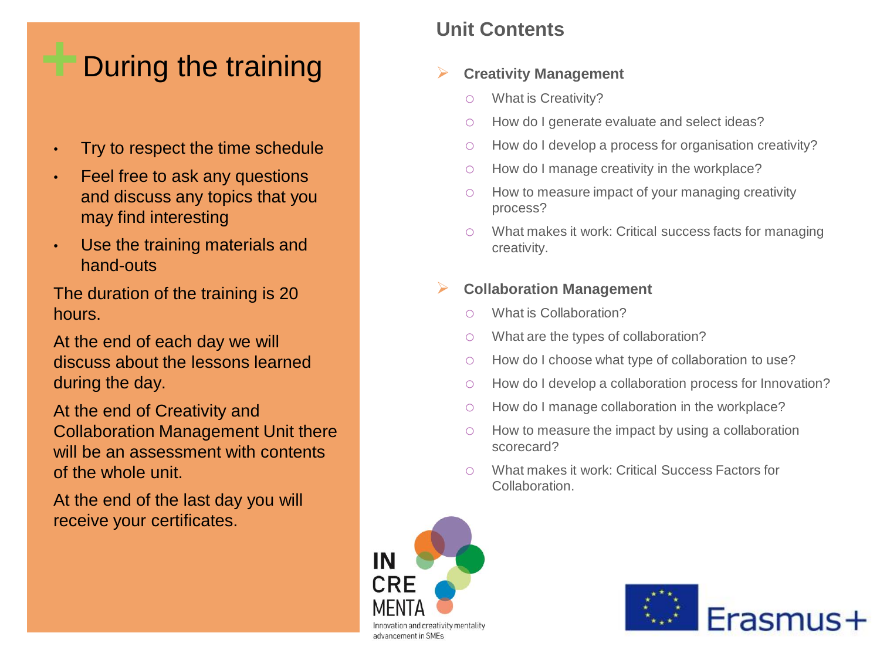# During the training

- Try to respect the time schedule
- Feel free to ask any questions and discuss any topics that you may find interesting
- Use the training materials and hand-outs

The duration of the training is 20 hours.

At the end of each day we will discuss about the lessons learned during the day.

At the end of Creativity and Collaboration Management Unit there will be an assessment with contents of the whole unit.

At the end of the last day you will receive your certificates.

## Unit Contents

- **Creativity Management**
  - What is Creativity?
  - How do I generate evaluate and select ideas?
  - How do I develop a process for organisation creativity?
  - How do I manage creativity in the workplace?
  - How to measure impact of your managing creativity process?
  - What makes it work: Critical success facts for managing creativity.
- **Collaboration Management**
  - What is Collaboration?
  - What are the types of collaboration?
  - How do I choose what type of collaboration to use?
  - How do I develop a collaboration process for Innovation?
  - How do I manage collaboration in the workplace?
  - How to measure the impact by using a collaboration scorecard?
  - What makes it work: Critical Success Factors for Collaboration.

IN CRE MENTA
Innovation and creativity mentality advancement in SMEs

Erasmus+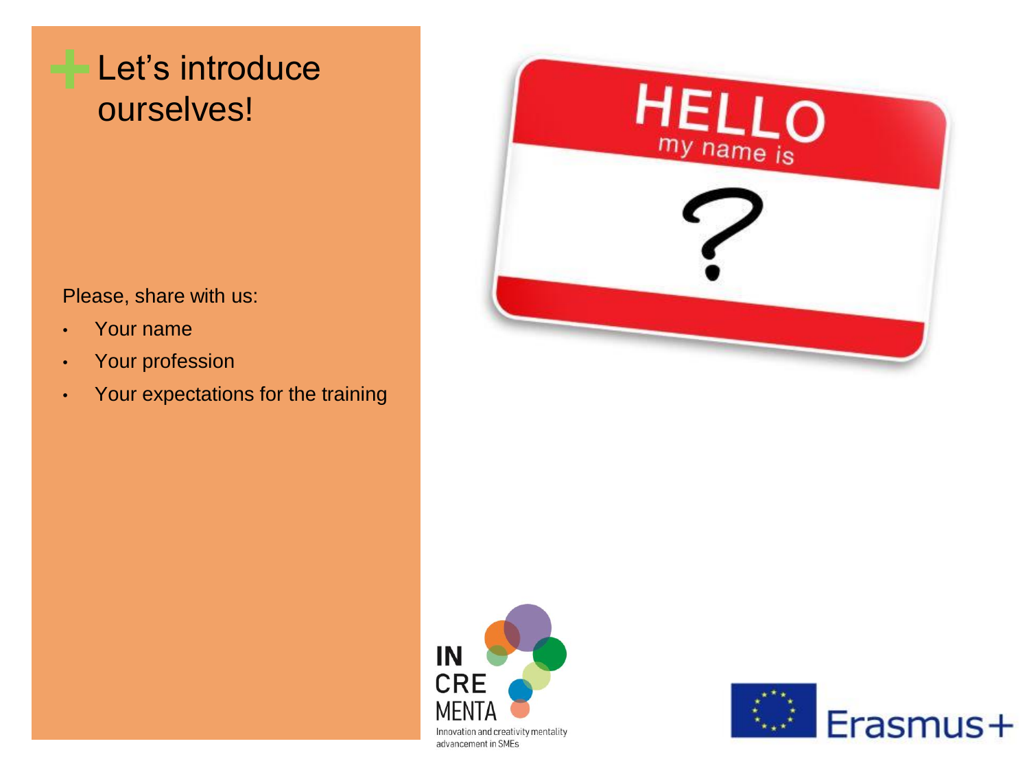# Let's introduce ourselves!

Please, share with us:

- Your name
- Your profession
- Your expectations for the training